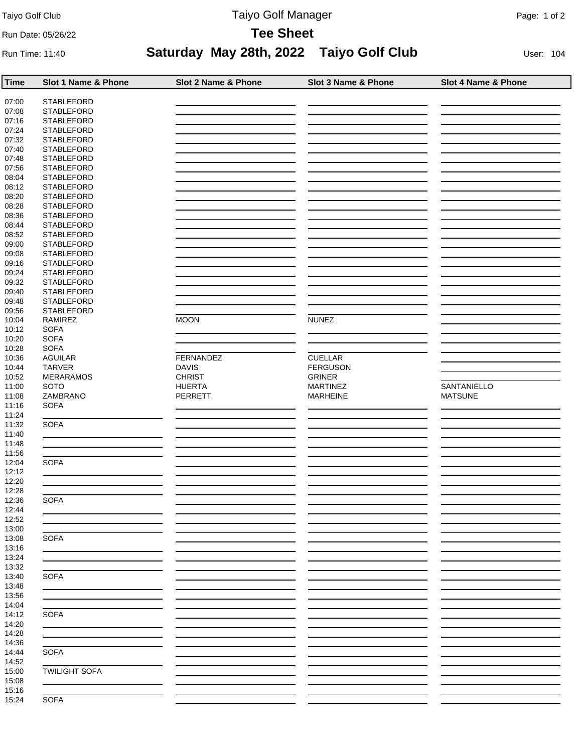Taiyo Golf Club

Run Date: 05/26/22

Run Time: 11:40

# Taiyo Golf Manager

## Tee Sheet

## Saturday May 28th, 2022 Taiyo Golf Club

User: 104

| Time | Slot 1 Name & Phone | Slot 2 Name & Phone | Slot 3 Name & Phone | Slot 4 Name & Phone |
|---|---|---|---|---|
| 07:00 | STABLEFORD | | | |
| 07:08 | STABLEFORD | | | |
| 07:16 | STABLEFORD | | | |
| 07:24 | STABLEFORD | | | |
| 07:32 | STABLEFORD | | | |
| 07:40 | STABLEFORD | | | |
| 07:48 | STABLEFORD | | | |
| 07:56 | STABLEFORD | | | |
| 08:04 | STABLEFORD | | | |
| 08:12 | STABLEFORD | | | |
| 08:20 | STABLEFORD | | | |
| 08:28 | STABLEFORD | | | |
| 08:36 | STABLEFORD | | | |
| 08:44 | STABLEFORD | | | |
| 08:52 | STABLEFORD | | | |
| 09:00 | STABLEFORD | | | |
| 09:08 | STABLEFORD | | | |
| 09:16 | STABLEFORD | | | |
| 09:24 | STABLEFORD | | | |
| 09:32 | STABLEFORD | | | |
| 09:40 | STABLEFORD | | | |
| 09:48 | STABLEFORD | | | |
| 09:56 | STABLEFORD | | | |
| 10:04 | RAMIREZ | MOON | NUNEZ | |
| 10:12 | SOFA | | | |
| 10:20 | SOFA | | | |
| 10:28 | SOFA | | | |
| 10:36 | AGUILAR | FERNANDEZ | CUELLAR | |
| 10:44 | TARVER | DAVIS | FERGUSON | |
| 10:52 | MERARAMOS | CHRIST | GRINER | |
| 11:00 | SOTO | HUERTA | MARTINEZ | SANTANIELLO |
| 11:08 | ZAMBRANO | PERRETT | MARHEINE | MATSUNE |
| 11:16 | SOFA | | | |
| 11:24 | | | | |
| 11:32 | SOFA | | | |
| 11:40 | | | | |
| 11:48 | | | | |
| 11:56 | | | | |
| 12:04 | SOFA | | | |
| 12:12 | | | | |
| 12:20 | | | | |
| 12:28 | | | | |
| 12:36 | SOFA | | | |
| 12:44 | | | | |
| 12:52 | | | | |
| 13:00 | | | | |
| 13:08 | SOFA | | | |
| 13:16 | | | | |
| 13:24 | | | | |
| 13:32 | | | | |
| 13:40 | SOFA | | | |
| 13:48 | | | | |
| 13:56 | | | | |
| 14:04 | | | | |
| 14:12 | SOFA | | | |
| 14:20 | | | | |
| 14:28 | | | | |
| 14:36 | | | | |
| 14:44 | SOFA | | | |
| 14:52 | | | | |
| 15:00 | TWILIGHT SOFA | | | |
| 15:08 | | | | |
| 15:16 | | | | |
| 15:24 | SOFA | | | |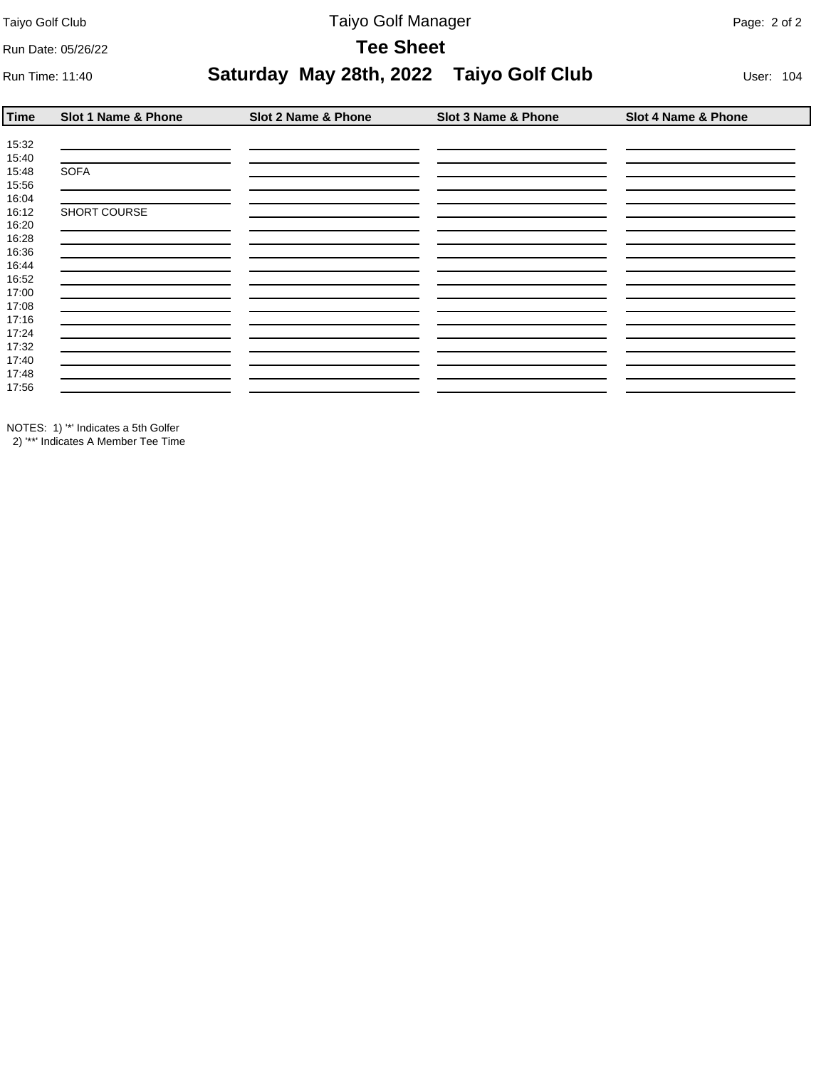# Tee Sheet

## Saturday May 28th, 2022 Taiyo Golf Club

Run Date: 05/26/22

Run Time: 11:40

User: 104

| Time | Slot 1 Name & Phone | Slot 2 Name & Phone | Slot 3 Name & Phone | Slot 4 Name & Phone |
|---|---|---|---|---|
| 15:32 | | | | |
| 15:40 | | | | |
| 15:48 | SOFA | | | |
| 15:56 | | | | |
| 16:04 | | | | |
| 16:12 | SHORT COURSE | | | |
| 16:20 | | | | |
| 16:28 | | | | |
| 16:36 | | | | |
| 16:44 | | | | |
| 16:52 | | | | |
| 17:00 | | | | |
| 17:08 | | | | |
| 17:16 | | | | |
| 17:24 | | | | |
| 17:32 | | | | |
| 17:40 | | | | |
| 17:48 | | | | |
| 17:56 | | | | |

NOTES: 1) '*' Indicates a 5th Golfer
2) '**' Indicates A Member Tee Time